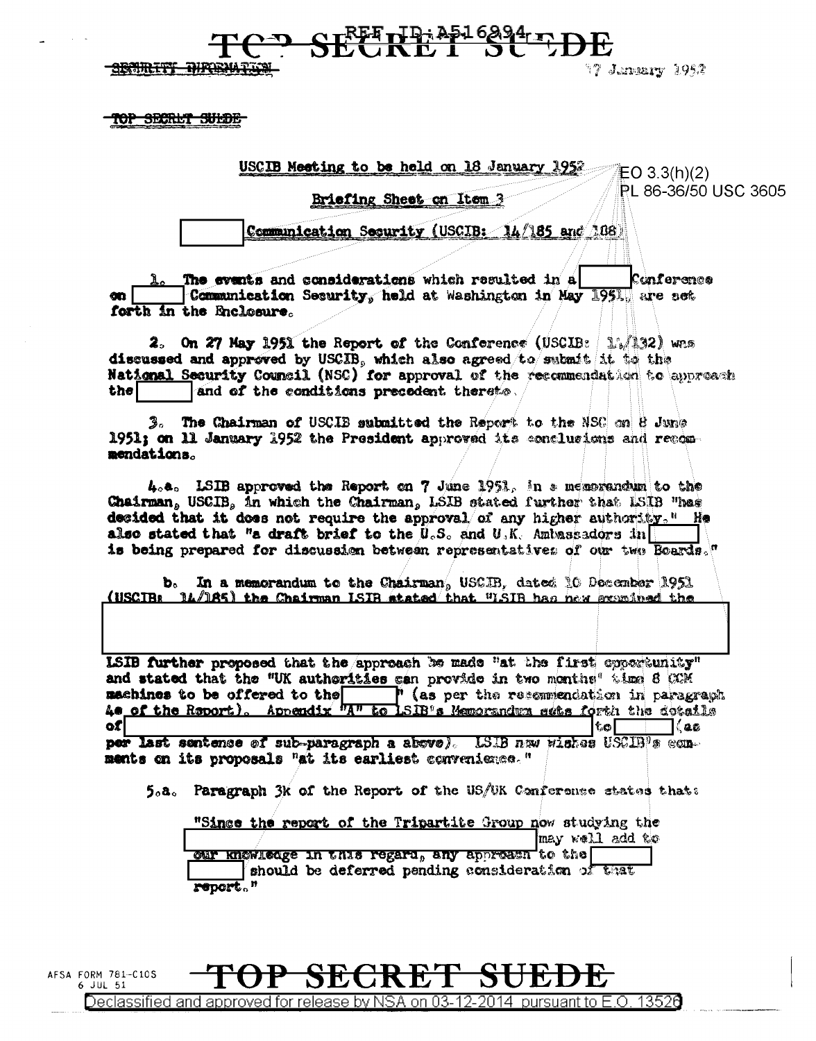TOP SECRET SUEDE

REF ID:A516894

SECURITY INFORMATION

17 January 1952

TOP SECRET SUEDE

USCIB Meeting to be held on 18 January 1952

EO 3.3(h)(2)
PL 86-36/50 USC 3605

Briefing Sheet on Item 3

[ ] Communication Security (USCIB: 14/185 and 188)

1. The events and considerations which resulted in a [ ] Conference on [ ] Communication Security, held at Washington in May 1951, are set forth in the Enclosure.

2. On 27 May 1951 the Report of the Conference (USCIB: 14/132) was discussed and approved by USCIB, which also agreed to submit it to the National Security Council (NSC) for approval of the recommendation to approach the [ ] and of the conditions precedent thereto.

3. The Chairman of USCIB submitted the Report to the NSC on 8 June 1951; on 11 January 1952 the President approved its conclusions and recommendations.

4.a. LSIB approved the Report on 7 June 1951, in a memorandum to the Chairman, USCIB, in which the Chairman, LSIB stated further that LSIB "has decided that it does not require the approval of any higher authority." He also stated that "a draft brief to the U.S. and U.K. Ambassadors in [ ] is being prepared for discussion between representatives of our two Boards."

b. In a memorandum to the Chairman, USCIB, dated 10 December 1951 (USCIB: 14/185) the Chairman LSIB stated that "LSIB has now examined the [ ]

LSIB further proposed that the approach be made "at the first opportunity" and stated that the "UK authorities can provide in two months' time 8 CCM machines to be offered to the [ ]" (as per the recommendation in paragraph 4e of the Report). Appendix "A" to LSIB's Memorandum sets forth the details of [ ] to [ ] (as per last sentence of sub-paragraph a above). LSIB now wishes USCIB's comments on its proposals "at its earliest convenience."

5.a. Paragraph 3k of the Report of the US/UK Conference states that:

> "Since the report of the Tripartite Group now studying the [ ] may well add to our knowledge in this regard, any approach to the [ ] should be deferred pending consideration of that report."

AFSA FORM 781-C10S
6 JUL 51

TOP SECRET SUEDE

Declassified and approved for release by NSA on 03-12-2014 pursuant to E.O. 13526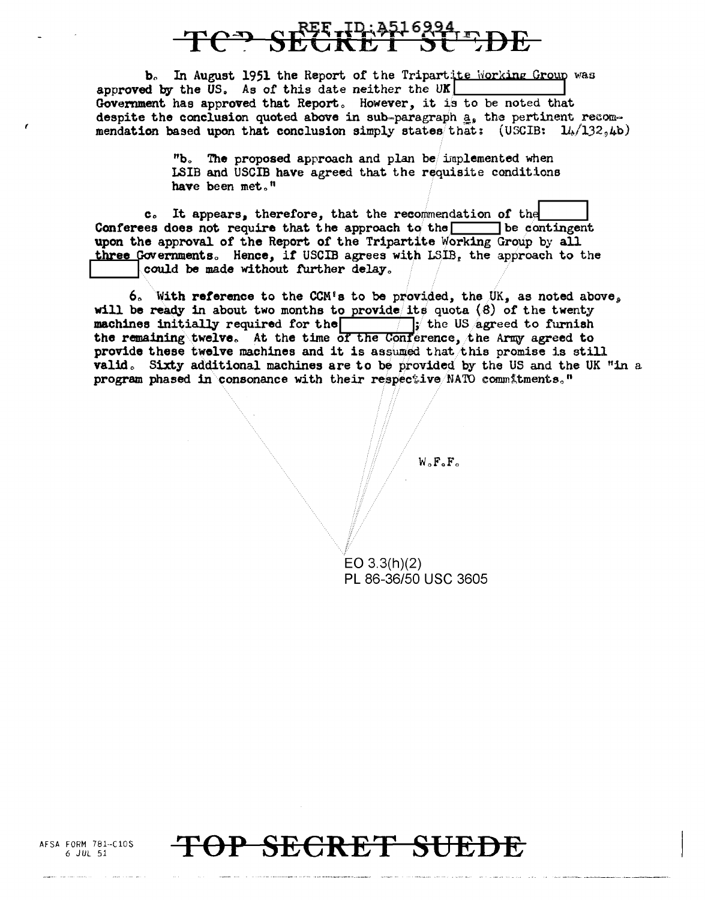REF ID:A516994

b. In August 1951 the Report of the Tripartite Working Group was approved by the US. As of this date neither the UK [          ] Government has approved that Report. However, it is to be noted that despite the conclusion quoted above in sub-paragraph a, the pertinent recommendation based upon that conclusion simply states that: (USCIB: 14/132,4b)

> "b. The proposed approach and plan be implemented when LSIB and USCIB have agreed that the requisite conditions have been met."

c. It appears, therefore, that the recommendation of the [          ] Conferees does not require that the approach to the [          ] be contingent upon the approval of the Report of the Tripartite Working Group by all three Governments. Hence, if USCIB agrees with LSIB, the approach to the [          ] could be made without further delay.

6. With reference to the CCM's to be provided, the UK, as noted above, will be ready in about two months to provide its quota (8) of the twenty machines initially required for the [          ]; the US agreed to furnish the remaining twelve. At the time of the Conference, the Army agreed to provide these twelve machines and it is assumed that this promise is still valid. Sixty additional machines are to be provided by the US and the UK "in a program phased in consonance with their respective NATO commitments."

W.F.F.

EO 3.3(h)(2)
PL 86-36/50 USC 3605

AFSA FORM 781-C10S
6 JUL 51

TOP SECRET SUEDE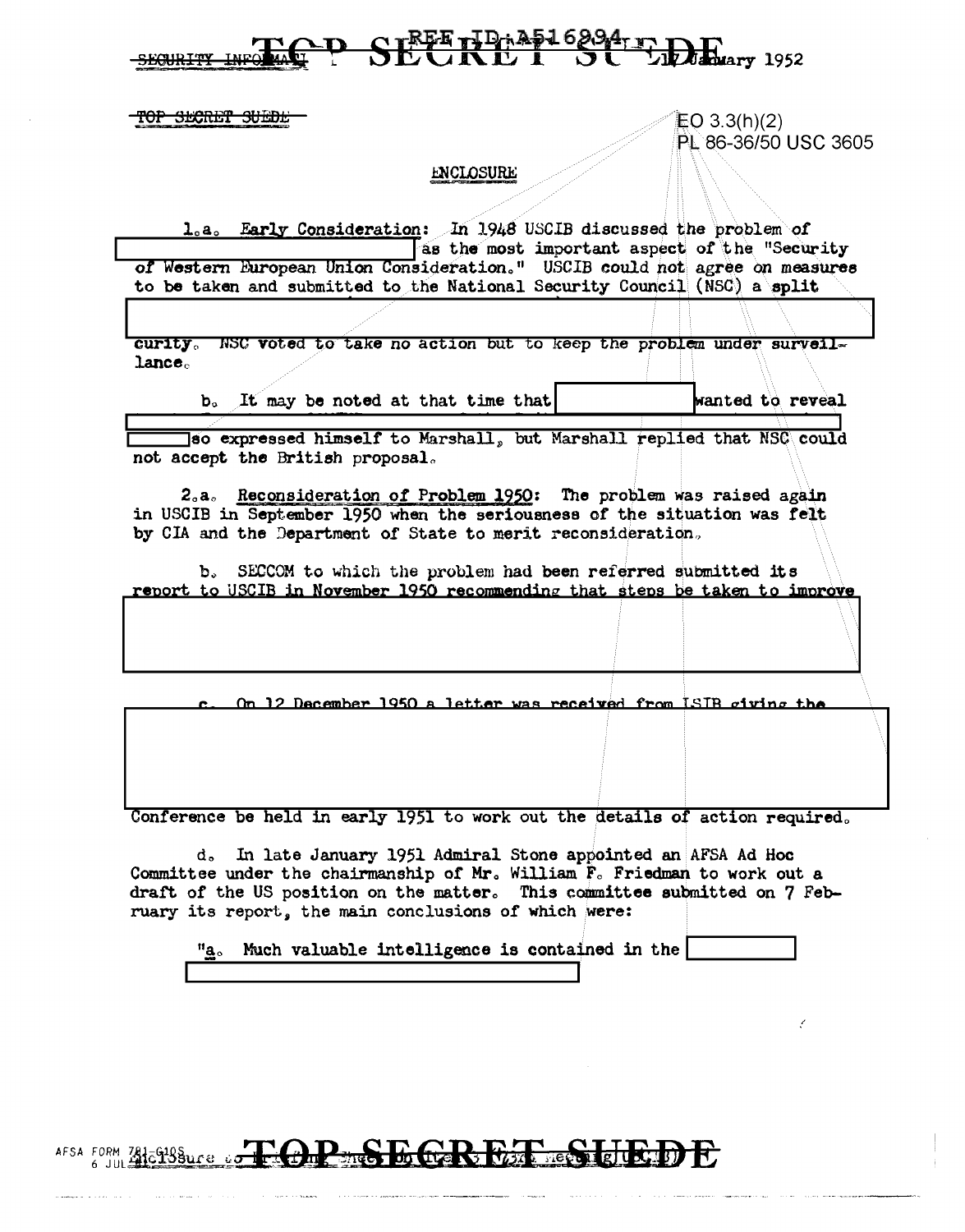TOP SECRET SUEDE

ENCLOSURE

EO 3.3(h)(2)
PL 86-36/50 USC 3605

1.a. Early Consideration: In 1948 USCIB discussed the problem of [REDACTED] as the most important aspect of the "Security of Western European Union Consideration." USCIB could not agree on measures to be taken and submitted to the National Security Council (NSC) a split [REDACTED] curity. NSC voted to take no action but to keep the problem under surveillance.

b. It may be noted at that time that [REDACTED] wanted to reveal [REDACTED] so expressed himself to Marshall, but Marshall replied that NSC could not accept the British proposal.

2.a. Reconsideration of Problem 1950: The problem was raised again in USCIB in September 1950 when the seriousness of the situation was felt by CIA and the Department of State to merit reconsideration.

b. SECCOM to which the problem had been referred submitted its report to USCIB in November 1950 recommending that steps be taken to improve [REDACTED]

c. On 12 December 1950 a letter was received from LSIB giving the [REDACTED] Conference be held in early 1951 to work out the details of action required.

d. In late January 1951 Admiral Stone appointed an AFSA Ad Hoc Committee under the chairmanship of Mr. William F. Friedman to work out a draft of the US position on the matter. This committee submitted on 7 February its report, the main conclusions of which were:

"a. Much valuable intelligence is contained in the [REDACTED]

TOP SECRET SUEDE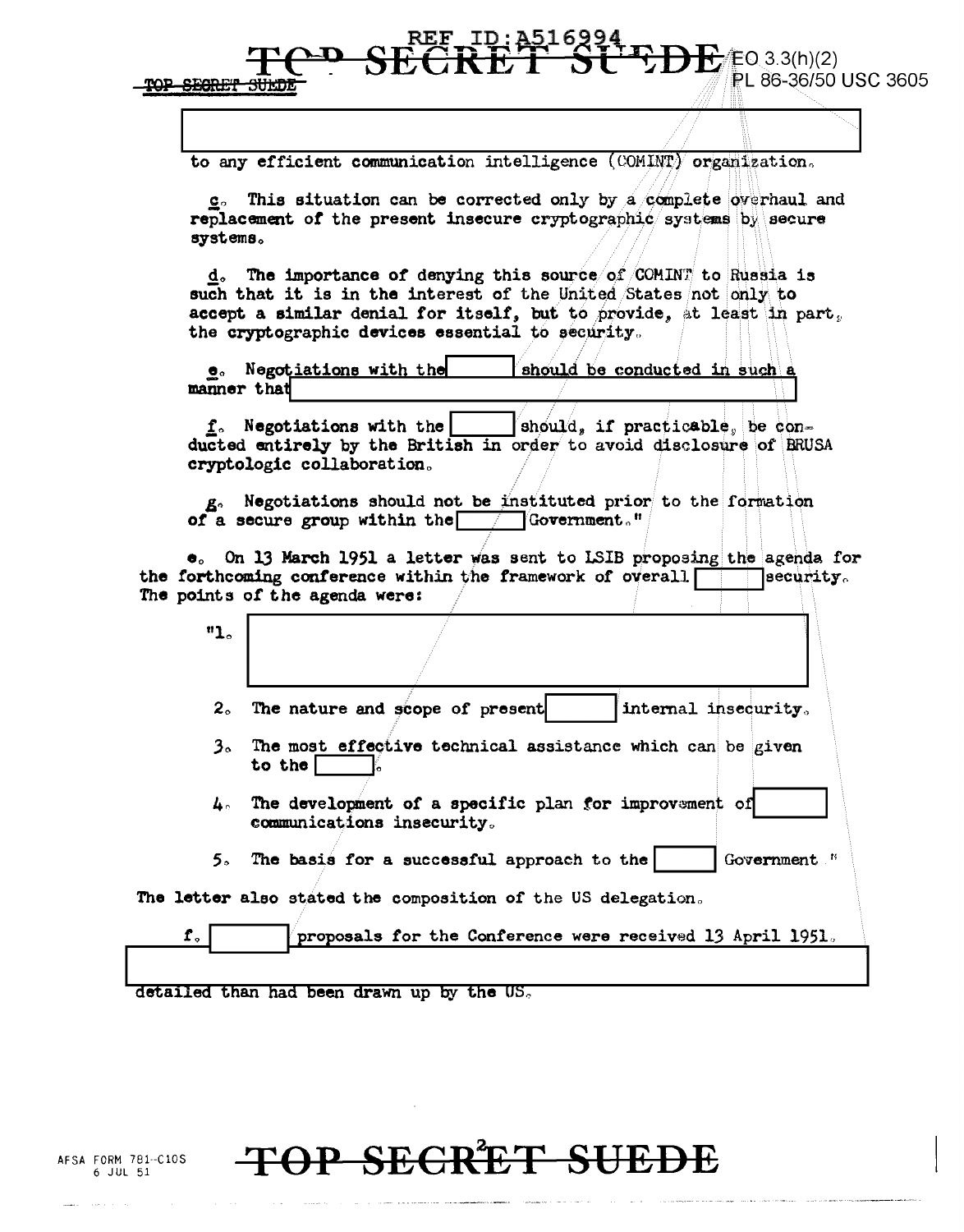to any efficient communication intelligence (COMINT) organization.

c. This situation can be corrected only by a complete overhaul and replacement of the present insecure cryptographic systems by secure systems.

d. The importance of denying this source of COMINT to Russia is such that it is in the interest of the United States not only to accept a similar denial for itself, but to provide, at least in part, the cryptographic devices essential to security.

e. Negotiations with the [ ] should be conducted in such a manner that [ ]

f. Negotiations with the [ ] should, if practicable, be conducted entirely by the British in order to avoid disclosure of BRUSA cryptologic collaboration.

g. Negotiations should not be instituted prior to the formation of a secure group within the [ ] Government."

e. On 13 March 1951 a letter was sent to LSIB proposing the agenda for the forthcoming conference within the framework of overall [ ] security. The points of the agenda were:

"1. [ ]

2. The nature and scope of present [ ] internal insecurity.

3. The most effective technical assistance which can be given to the [ ].

4. The development of a specific plan for improvement of [ ] communications insecurity.

5. The basis for a successful approach to the [ ] Government."

The letter also stated the composition of the US delegation.

f. [ ] proposals for the Conference were received 13 April 1951. [ ] detailed than had been drawn up by the US.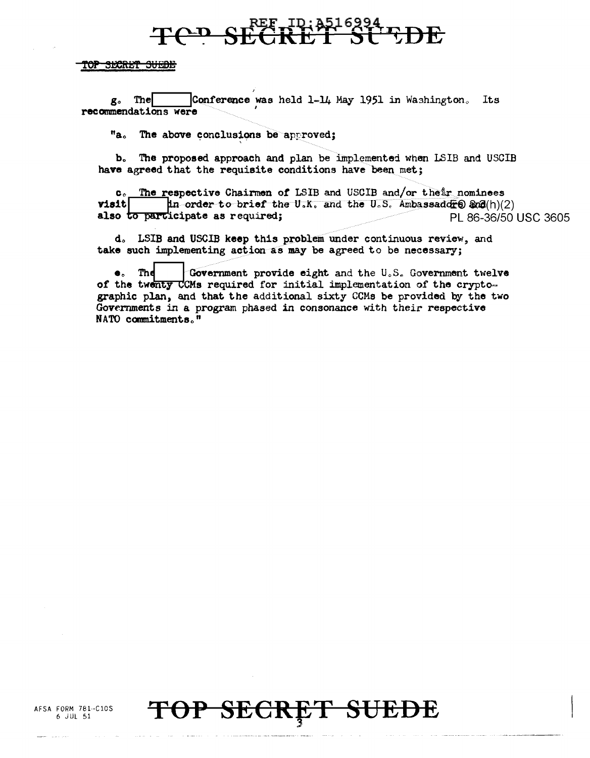TOP SECRET SUEDE

g. The [ ] Conference was held 1-14 May 1951 in Washington. Its recommendations were

"a. The above conclusions be approved;

b. The proposed approach and plan be implemented when LSIB and USCIB have agreed that the requisite conditions have been met;

c. The respective Chairmen of LSIB and USCIB and/or their nominees visit [ ] in order to brief the U.K. and the U.S. Ambassadors and also to participate as required;

EO 3.3(h)(2)
PL 86-36/50 USC 3605

d. LSIB and USCIB keep this problem under continuous review, and take such implementing action as may be agreed to be necessary;

e. The [ ] Government provide eight and the U.S. Government twelve of the twenty CCMs required for initial implementation of the cryptographic plan, and that the additional sixty CCMs be provided by the two Governments in a program phased in consonance with their respective NATO commitments."

AFSA FORM 781-C10S
6 JUL 51

TOP SECRET SUEDE